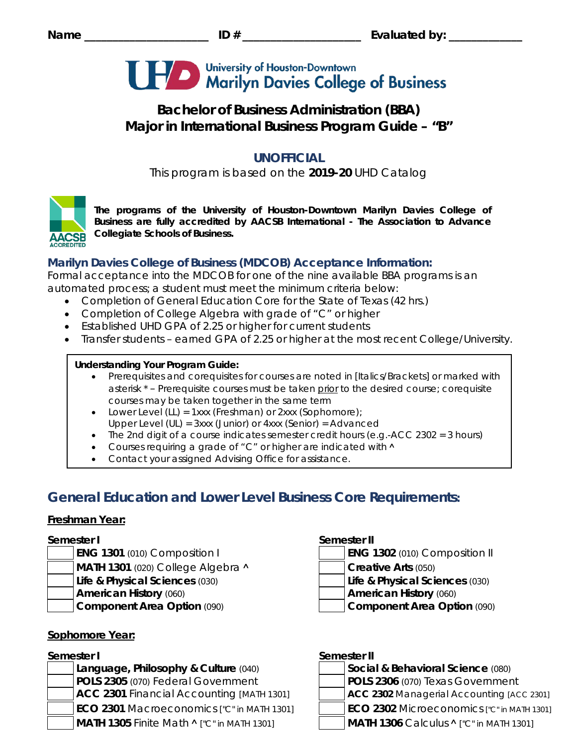Name ____________________ ID # __________________ Evaluated by: ___________

University of Houston-Downtown
Marilyn Davies College of Business

# Bachelor of Business Administration (BBA)
# Major in International Business Program Guide – "B"

## UNOFFICIAL

This program is based on the **2019-20** UHD Catalog

AACSB ACCREDITED

**The programs of the University of Houston-Downtown Marilyn Davies College of Business are fully accredited by AACSB International - The Association to Advance Collegiate Schools of Business.**

### Marilyn Davies College of Business (MDCOB) Acceptance Information:

Formal acceptance into the MDCOB for one of the nine available BBA programs is an automated process; a student must meet the minimum criteria below:

- Completion of General Education Core for the State of Texas (42 hrs.)
- Completion of College Algebra with grade of "C" or higher
- Established UHD GPA of 2.25 or higher for current students
- Transfer students – earned GPA of 2.25 or higher at the most recent College/University.

**Understanding Your Program Guide:**

- Prerequisites and corequisites for courses are noted in [Italics/Brackets] or marked with asterisk * – Prerequisite courses must be taken prior to the desired course; corequisite courses may be taken together in the same term
- Lower Level (LL) = 1xxx (Freshman) or 2xxx (Sophomore); Upper Level (UL) = 3xxx (Junior) or 4xxx (Senior) = Advanced
- The 2nd digit of a course indicates semester credit hours (e.g.-ACC 2302 = 3 hours)
- Courses requiring a grade of "C" or higher are indicated with ^
- Contact your assigned Advising Office for assistance.

## General Education and Lower Level Business Core Requirements:

### Freshman Year:

**Semester I**

- **ENG 1301** (010) Composition I
- **MATH 1301** (020) College Algebra ^
- **Life & Physical Sciences** (030)
- **American History** (060)
- **Component Area Option** (090)

**Semester II**

- **ENG 1302** (010) Composition II
- **Creative Arts** (050)
- **Life & Physical Sciences** (030)
- **American History** (060)
- **Component Area Option** (090)

### Sophomore Year:

**Semester I**

- **Language, Philosophy & Culture** (040)
- **POLS 2305** (070) Federal Government
- **ACC 2301** Financial Accounting [MATH 1301]
- **ECO 2301** Macroeconomics ["C" in MATH 1301]
- **MATH 1305** Finite Math ^ ["C" in MATH 1301]

**Semester II**

- **Social & Behavioral Science** (080)
- **POLS 2306** (070) Texas Government
- **ACC 2302** Managerial Accounting [ACC 2301]
- **ECO 2302** Microeconomics ["C" in MATH 1301]
- **MATH 1306** Calculus ^ ["C" in MATH 1301]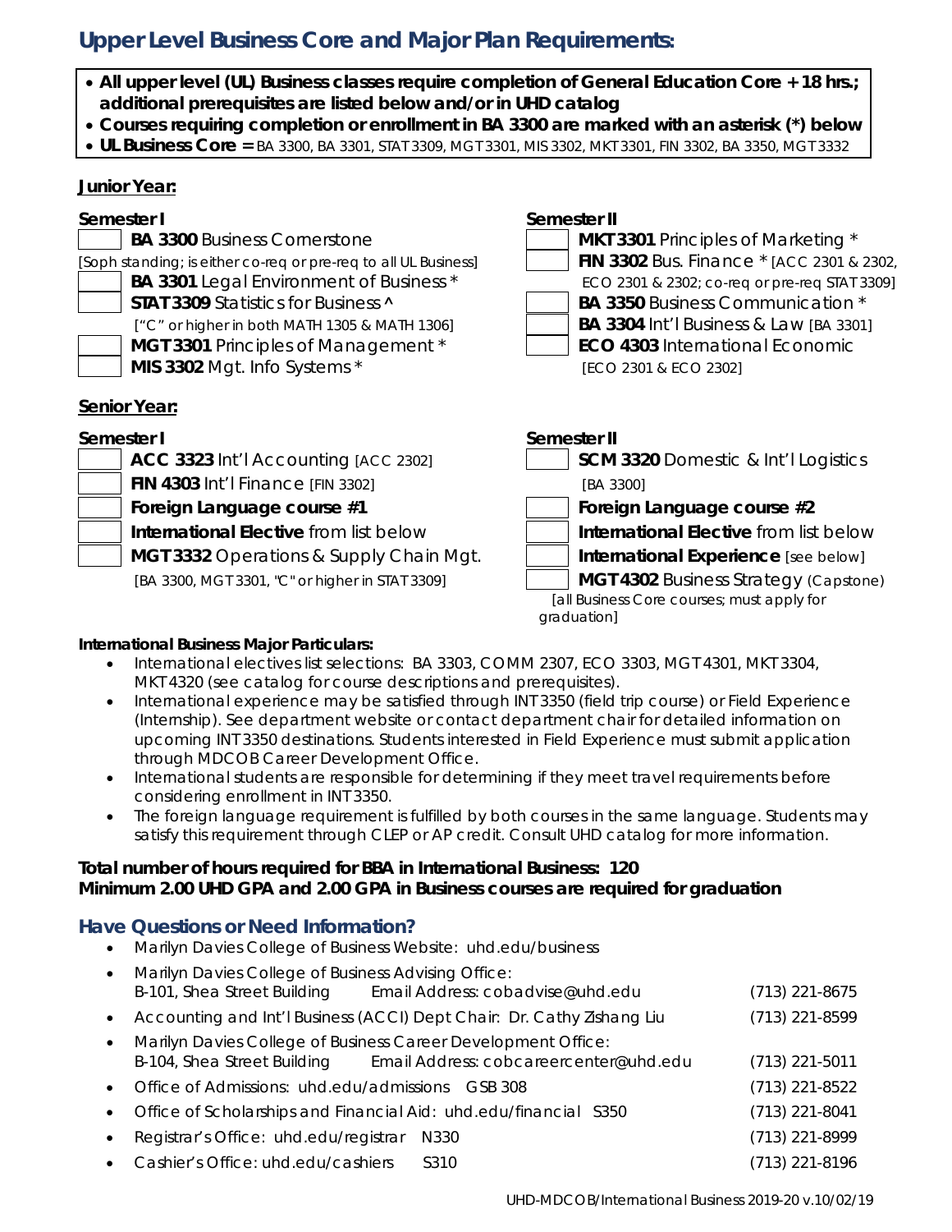## Upper Level Business Core and Major Plan Requirements:

- **All upper level (UL) Business classes require completion of General Education Core + 18 hrs.; additional prerequisites are listed below and/or in UHD catalog**
- **Courses requiring completion or enrollment in BA 3300 are marked with an asterisk (*) below**
- **UL Business Core =** BA 3300, BA 3301, STAT 3309, MGT 3301, MIS 3302, MKT 3301, FIN 3302, BA 3350, MGT 3332

### Junior Year:

**Semester I**

- [ ] **BA 3300** Business Cornerstone
  [Soph standing; is either co-req or pre-req to all UL Business]
- [ ] **BA 3301** Legal Environment of Business *
- [ ] **STAT 3309** Statistics for Business ^
  ["C" or higher in both MATH 1305 & MATH 1306]
- [ ] **MGT 3301** Principles of Management *
- [ ] **MIS 3302** Mgt. Info Systems *

**Semester II**

- [ ] **MKT 3301** Principles of Marketing *
- [ ] **FIN 3302** Bus. Finance * [ACC 2301 & 2302, ECO 2301 & 2302; co-req or pre-req STAT 3309]
- [ ] **BA 3350** Business Communication *
- [ ] **BA 3304** Int'l Business & Law [BA 3301]
- [ ] **ECO 4303** International Economic
  [ECO 2301 & ECO 2302]

### Senior Year:

**Semester I**

- [ ] **ACC 3323** Int'l Accounting [ACC 2302]
- [ ] **FIN 4303** Int'l Finance [FIN 3302]
- [ ] **Foreign Language course #1**
- [ ] **International Elective** from list below
- [ ] **MGT 3332** Operations & Supply Chain Mgt.
  [BA 3300, MGT 3301, "C" or higher in STAT 3309]

**Semester II**

- [ ] **SCM 3320** Domestic & Int'l Logistics
  [BA 3300]
- [ ] **Foreign Language course #2**
- [ ] **International Elective** from list below
- [ ] **International Experience** [see below]
- [ ] **MGT 4302** Business Strategy (Capstone)
  [all Business Core courses; must apply for graduation]

**International Business Major Particulars:**

- International electives list selections: BA 3303, COMM 2307, ECO 3303, MGT 4301, MKT 3304, MKT 4320 (see catalog for course descriptions and prerequisites).
- International experience may be satisfied through INT 3350 (field trip course) or Field Experience (Internship). See department website or contact department chair for detailed information on upcoming INT 3350 destinations. Students interested in Field Experience must submit application through MDCOB Career Development Office.
- International students are responsible for determining if they meet travel requirements before considering enrollment in INT 3350.
- The foreign language requirement is fulfilled by both courses in the same language. Students may satisfy this requirement through CLEP or AP credit. Consult UHD catalog for more information.

**Total number of hours required for BBA in International Business: 120**
**Minimum 2.00 UHD GPA and 2.00 GPA in Business courses are required for graduation**

### Have Questions or Need Information?

- Marilyn Davies College of Business Website: uhd.edu/business
- Marilyn Davies College of Business Advising Office:
  B-101, Shea Street Building — Email Address: cobadvise@uhd.edu — (713) 221-8675
- Accounting and Int'l Business (ACCI) Dept Chair: Dr. Cathy Zishang Liu — (713) 221-8599
- Marilyn Davies College of Business Career Development Office:
  B-104, Shea Street Building — Email Address: cobcareercenter@uhd.edu — (713) 221-5011
- Office of Admissions: uhd.edu/admissions GSB 308 — (713) 221-8522
- Office of Scholarships and Financial Aid: uhd.edu/financial S350 — (713) 221-8041
- Registrar's Office: uhd.edu/registrar N330 — (713) 221-8999
- Cashier's Office: uhd.edu/cashiers S310 — (713) 221-8196

UHD-MDCOB/International Business 2019-20 v.10/02/19